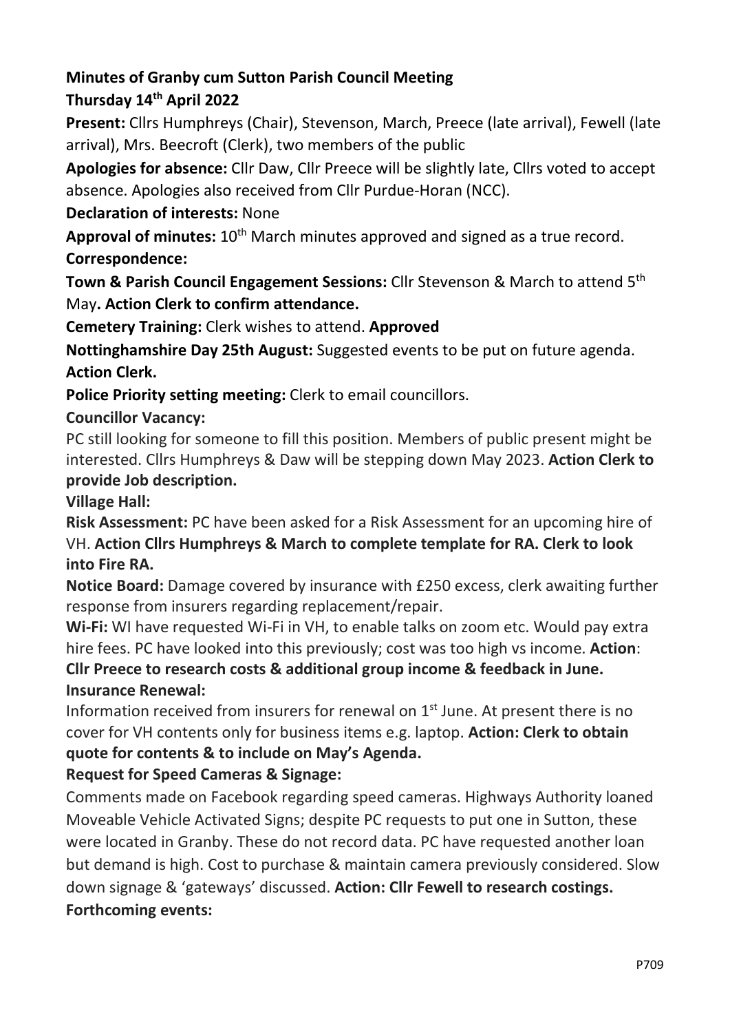**Minutes of Granby cum Sutton Parish Council Meeting**
**Thursday 14th April 2022**

**Present:** Cllrs Humphreys (Chair), Stevenson, March, Preece (late arrival), Fewell (late arrival), Mrs. Beecroft (Clerk), two members of the public

**Apologies for absence:** Cllr Daw, Cllr Preece will be slightly late, Cllrs voted to accept absence. Apologies also received from Cllr Purdue-Horan (NCC).

**Declaration of interests:** None

**Approval of minutes:** 10th March minutes approved and signed as a true record.

**Correspondence:**

**Town & Parish Council Engagement Sessions:** Cllr Stevenson & March to attend 5th May**. Action Clerk to confirm attendance.**

**Cemetery Training:** Clerk wishes to attend. **Approved**

**Nottinghamshire Day 25th August:** Suggested events to be put on future agenda. **Action Clerk.**

**Police Priority setting meeting:** Clerk to email councillors.

**Councillor Vacancy:**

PC still looking for someone to fill this position. Members of public present might be interested. Cllrs Humphreys & Daw will be stepping down May 2023. **Action Clerk to provide Job description.**

**Village Hall:**

**Risk Assessment:** PC have been asked for a Risk Assessment for an upcoming hire of VH. **Action Cllrs Humphreys & March to complete template for RA. Clerk to look into Fire RA.**

**Notice Board:** Damage covered by insurance with £250 excess, clerk awaiting further response from insurers regarding replacement/repair.

**Wi-Fi:** WI have requested Wi-Fi in VH, to enable talks on zoom etc. Would pay extra hire fees. PC have looked into this previously; cost was too high vs income. **Action**: **Cllr Preece to research costs & additional group income & feedback in June.**

**Insurance Renewal:**

Information received from insurers for renewal on 1st June. At present there is no cover for VH contents only for business items e.g. laptop. **Action: Clerk to obtain quote for contents & to include on May's Agenda.**

**Request for Speed Cameras & Signage:**

Comments made on Facebook regarding speed cameras. Highways Authority loaned Moveable Vehicle Activated Signs; despite PC requests to put one in Sutton, these were located in Granby. These do not record data. PC have requested another loan but demand is high. Cost to purchase & maintain camera previously considered. Slow down signage & 'gateways' discussed. **Action: Cllr Fewell to research costings.**

**Forthcoming events:**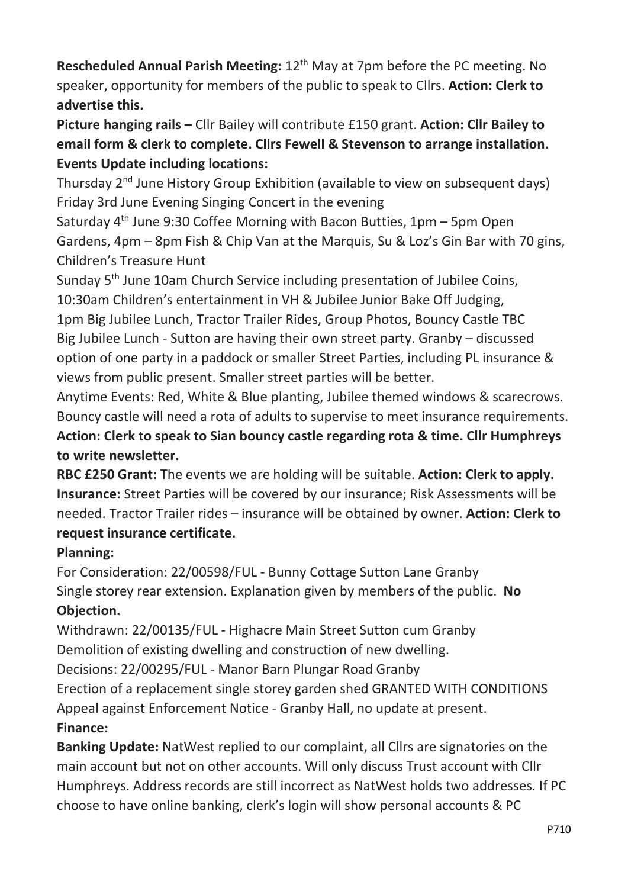**Rescheduled Annual Parish Meeting:** 12th May at 7pm before the PC meeting. No speaker, opportunity for members of the public to speak to Cllrs. **Action: Clerk to advertise this.**

**Picture hanging rails –** Cllr Bailey will contribute £150 grant. **Action: Cllr Bailey to email form & clerk to complete. Cllrs Fewell & Stevenson to arrange installation.**

**Events Update including locations:**

Thursday 2nd June History Group Exhibition (available to view on subsequent days)
Friday 3rd June Evening Singing Concert in the evening
Saturday 4th June 9:30 Coffee Morning with Bacon Butties, 1pm – 5pm Open Gardens, 4pm – 8pm Fish & Chip Van at the Marquis, Su & Loz's Gin Bar with 70 gins, Children's Treasure Hunt
Sunday 5th June 10am Church Service including presentation of Jubilee Coins, 10:30am Children's entertainment in VH & Jubilee Junior Bake Off Judging, 1pm Big Jubilee Lunch, Tractor Trailer Rides, Group Photos, Bouncy Castle TBC
Big Jubilee Lunch - Sutton are having their own street party. Granby – discussed option of one party in a paddock or smaller Street Parties, including PL insurance & views from public present. Smaller street parties will be better.
Anytime Events: Red, White & Blue planting, Jubilee themed windows & scarecrows.
Bouncy castle will need a rota of adults to supervise to meet insurance requirements.
**Action: Clerk to speak to Sian bouncy castle regarding rota & time. Cllr Humphreys to write newsletter.**

**RBC £250 Grant:** The events we are holding will be suitable. **Action: Clerk to apply.**

**Insurance:** Street Parties will be covered by our insurance; Risk Assessments will be needed. Tractor Trailer rides – insurance will be obtained by owner. **Action: Clerk to request insurance certificate.**

**Planning:**

For Consideration: 22/00598/FUL - Bunny Cottage Sutton Lane Granby
Single storey rear extension. Explanation given by members of the public. **No Objection.**
Withdrawn: 22/00135/FUL - Highacre Main Street Sutton cum Granby
Demolition of existing dwelling and construction of new dwelling.
Decisions: 22/00295/FUL - Manor Barn Plungar Road Granby
Erection of a replacement single storey garden shed GRANTED WITH CONDITIONS
Appeal against Enforcement Notice - Granby Hall, no update at present.

**Finance:**

**Banking Update:** NatWest replied to our complaint, all Cllrs are signatories on the main account but not on other accounts. Will only discuss Trust account with Cllr Humphreys. Address records are still incorrect as NatWest holds two addresses. If PC choose to have online banking, clerk's login will show personal accounts & PC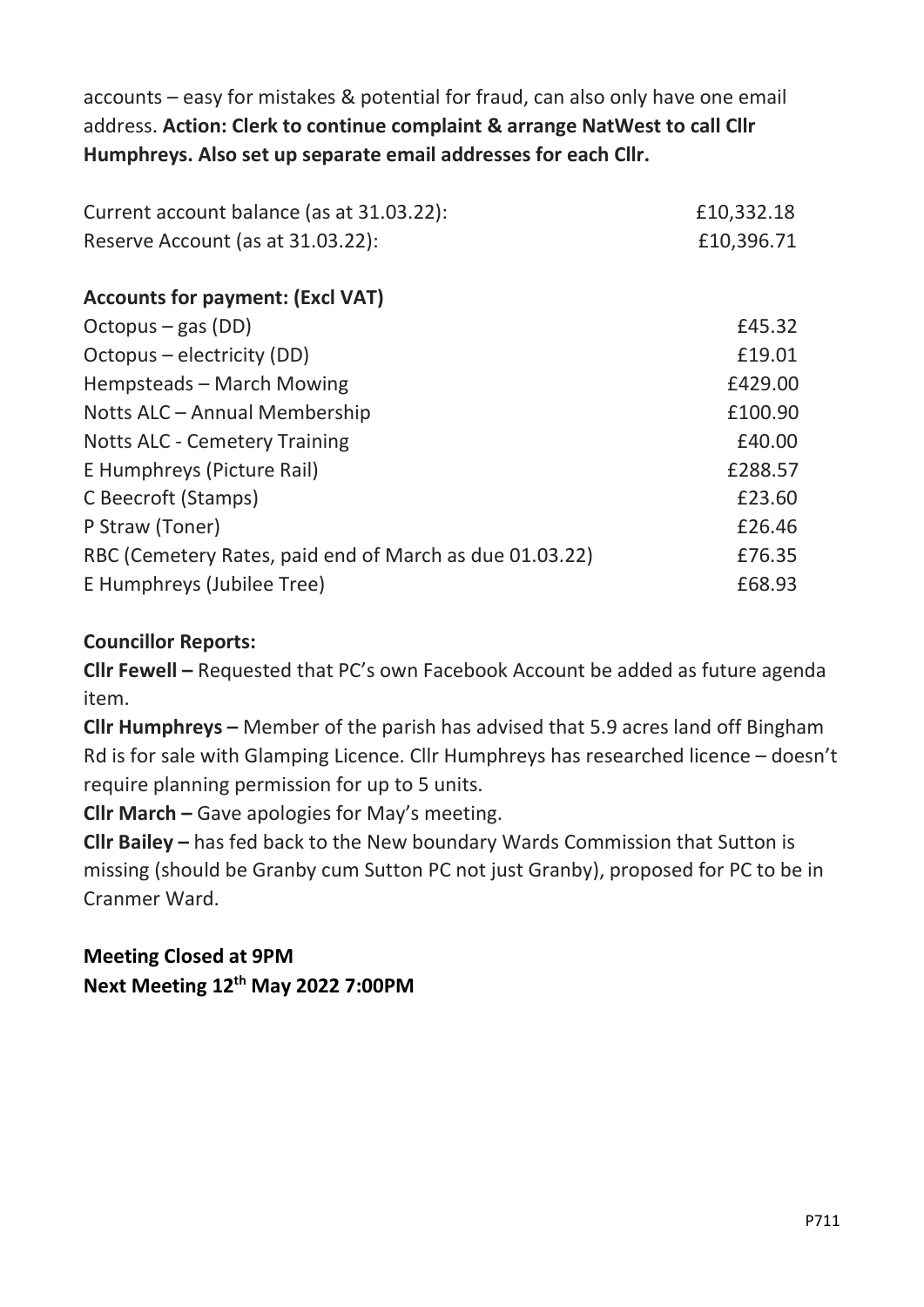accounts – easy for mistakes & potential for fraud, can also only have one email address. **Action: Clerk to continue complaint & arrange NatWest to call Cllr Humphreys. Also set up separate email addresses for each Cllr.**

| | |
|---|---|
| Current account balance (as at 31.03.22): | £10,332.18 |
| Reserve Account (as at 31.03.22): | £10,396.71 |

**Accounts for payment: (Excl VAT)**

| | |
|---|---|
| Octopus – gas (DD) | £45.32 |
| Octopus – electricity (DD) | £19.01 |
| Hempsteads – March Mowing | £429.00 |
| Notts ALC – Annual Membership | £100.90 |
| Notts ALC - Cemetery Training | £40.00 |
| E Humphreys (Picture Rail) | £288.57 |
| C Beecroft (Stamps) | £23.60 |
| P Straw (Toner) | £26.46 |
| RBC (Cemetery Rates, paid end of March as due 01.03.22) | £76.35 |
| E Humphreys (Jubilee Tree) | £68.93 |

**Councillor Reports:**

**Cllr Fewell –** Requested that PC's own Facebook Account be added as future agenda item.

**Cllr Humphreys –** Member of the parish has advised that 5.9 acres land off Bingham Rd is for sale with Glamping Licence. Cllr Humphreys has researched licence – doesn't require planning permission for up to 5 units.

**Cllr March –** Gave apologies for May's meeting.

**Cllr Bailey –** has fed back to the New boundary Wards Commission that Sutton is missing (should be Granby cum Sutton PC not just Granby), proposed for PC to be in Cranmer Ward.

**Meeting Closed at 9PM**

**Next Meeting 12th May 2022 7:00PM**